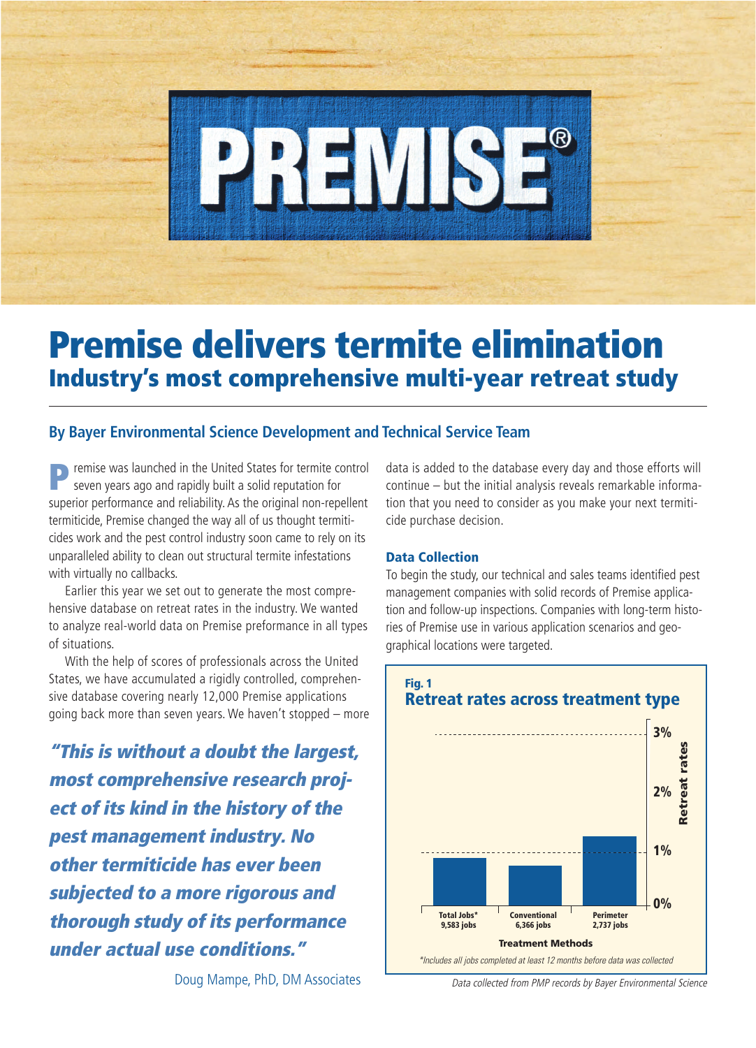# PREMISE®

# Premise delivers termite elimination

## Industry's most comprehensive multi-year retreat study

### By Bayer Environmental Science Development and Technical Service Team

Premise was launched in the United States for termite control seven years ago and rapidly built a solid reputation for superior performance and reliability. As the original non-repellent termiticide, Premise changed the way all of us thought termiticides work and the pest control industry soon came to rely on its unparalleled ability to clean out structural termite infestations with virtually no callbacks.

Earlier this year we set out to generate the most comprehensive database on retreat rates in the industry. We wanted to analyze real-world data on Premise preformance in all types of situations.

With the help of scores of professionals across the United States, we have accumulated a rigidly controlled, comprehensive database covering nearly 12,000 Premise applications going back more than seven years. We haven't stopped – more data is added to the database every day and those efforts will continue – but the initial analysis reveals remarkable information that you need to consider as you make your next termiticide purchase decision.

> ***"This is without a doubt the largest, most comprehensive research project of its kind in the history of the pest management industry. No other termiticide has ever been subjected to a more rigorous and thorough study of its performance under actual use conditions."***
>
> Doug Mampe, PhD, DM Associates

### Data Collection

To begin the study, our technical and sales teams identified pest management companies with solid records of Premise application and follow-up inspections. Companies with long-term histories of Premise use in various application scenarios and geographical locations were targeted.

**Fig. 1**
**Retreat rates across treatment type**

| Treatment Methods | Retreat rates |
|---|---|
| Total Jobs* 9,583 jobs | ~0.9% |
| Conventional 6,366 jobs | ~0.7% |
| Perimeter 2,737 jobs | ~1.3% |

*Includes all jobs completed at least 12 months before data was collected

*Data collected from PMP records by Bayer Environmental Science*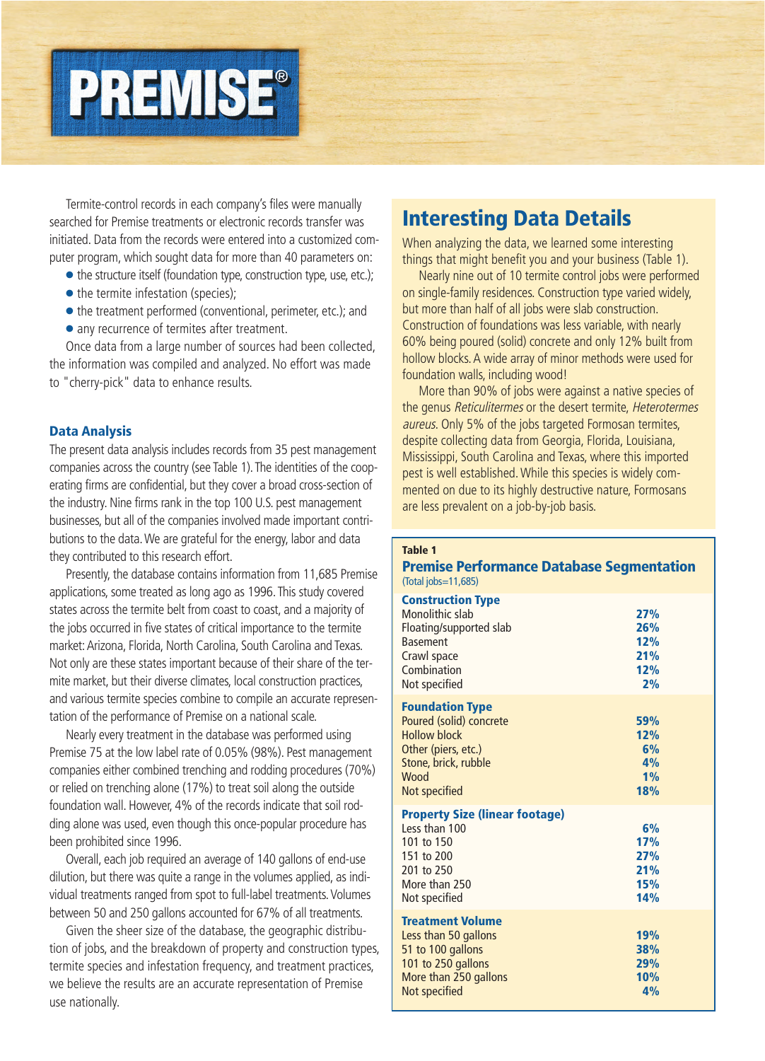# PREMISE®

Termite-control records in each company's files were manually searched for Premise treatments or electronic records transfer was initiated. Data from the records were entered into a customized computer program, which sought data for more than 40 parameters on:

- the structure itself (foundation type, construction type, use, etc.);
- the termite infestation (species);
- the treatment performed (conventional, perimeter, etc.); and
- any recurrence of termites after treatment.

Once data from a large number of sources had been collected, the information was compiled and analyzed. No effort was made to "cherry-pick" data to enhance results.

### Data Analysis

The present data analysis includes records from 35 pest management companies across the country (see Table 1). The identities of the cooperating firms are confidential, but they cover a broad cross-section of the industry. Nine firms rank in the top 100 U.S. pest management businesses, but all of the companies involved made important contributions to the data. We are grateful for the energy, labor and data they contributed to this research effort.

Presently, the database contains information from 11,685 Premise applications, some treated as long ago as 1996. This study covered states across the termite belt from coast to coast, and a majority of the jobs occurred in five states of critical importance to the termite market: Arizona, Florida, North Carolina, South Carolina and Texas. Not only are these states important because of their share of the termite market, but their diverse climates, local construction practices, and various termite species combine to compile an accurate representation of the performance of Premise on a national scale.

Nearly every treatment in the database was performed using Premise 75 at the low label rate of 0.05% (98%). Pest management companies either combined trenching and rodding procedures (70%) or relied on trenching alone (17%) to treat soil along the outside foundation wall. However, 4% of the records indicate that soil rodding alone was used, even though this once-popular procedure has been prohibited since 1996.

Overall, each job required an average of 140 gallons of end-use dilution, but there was quite a range in the volumes applied, as individual treatments ranged from spot to full-label treatments. Volumes between 50 and 250 gallons accounted for 67% of all treatments.

Given the sheer size of the database, the geographic distribution of jobs, and the breakdown of property and construction types, termite species and infestation frequency, and treatment practices, we believe the results are an accurate representation of Premise use nationally.

## Interesting Data Details

When analyzing the data, we learned some interesting things that might benefit you and your business (Table 1).

Nearly nine out of 10 termite control jobs were performed on single-family residences. Construction type varied widely, but more than half of all jobs were slab construction. Construction of foundations was less variable, with nearly 60% being poured (solid) concrete and only 12% built from hollow blocks. A wide array of minor methods were used for foundation walls, including wood!

More than 90% of jobs were against a native species of the genus *Reticulitermes* or the desert termite, *Heterotermes aureus*. Only 5% of the jobs targeted Formosan termites, despite collecting data from Georgia, Florida, Louisiana, Mississippi, South Carolina and Texas, where this imported pest is well established. While this species is widely commented on due to its highly destructive nature, Formosans are less prevalent on a job-by-job basis.

**Table 1**

**Premise Performance Database Segmentation**
(Total jobs=11,685)

| Category | % |
|---|---|
| **Construction Type** | |
| Monolithic slab | 27% |
| Floating/supported slab | 26% |
| Basement | 12% |
| Crawl space | 21% |
| Combination | 12% |
| Not specified | 2% |
| **Foundation Type** | |
| Poured (solid) concrete | 59% |
| Hollow block | 12% |
| Other (piers, etc.) | 6% |
| Stone, brick, rubble | 4% |
| Wood | 1% |
| Not specified | 18% |
| **Property Size (linear footage)** | |
| Less than 100 | 6% |
| 101 to 150 | 17% |
| 151 to 200 | 27% |
| 201 to 250 | 21% |
| More than 250 | 15% |
| Not specified | 14% |
| **Treatment Volume** | |
| Less than 50 gallons | 19% |
| 51 to 100 gallons | 38% |
| 101 to 250 gallons | 29% |
| More than 250 gallons | 10% |
| Not specified | 4% |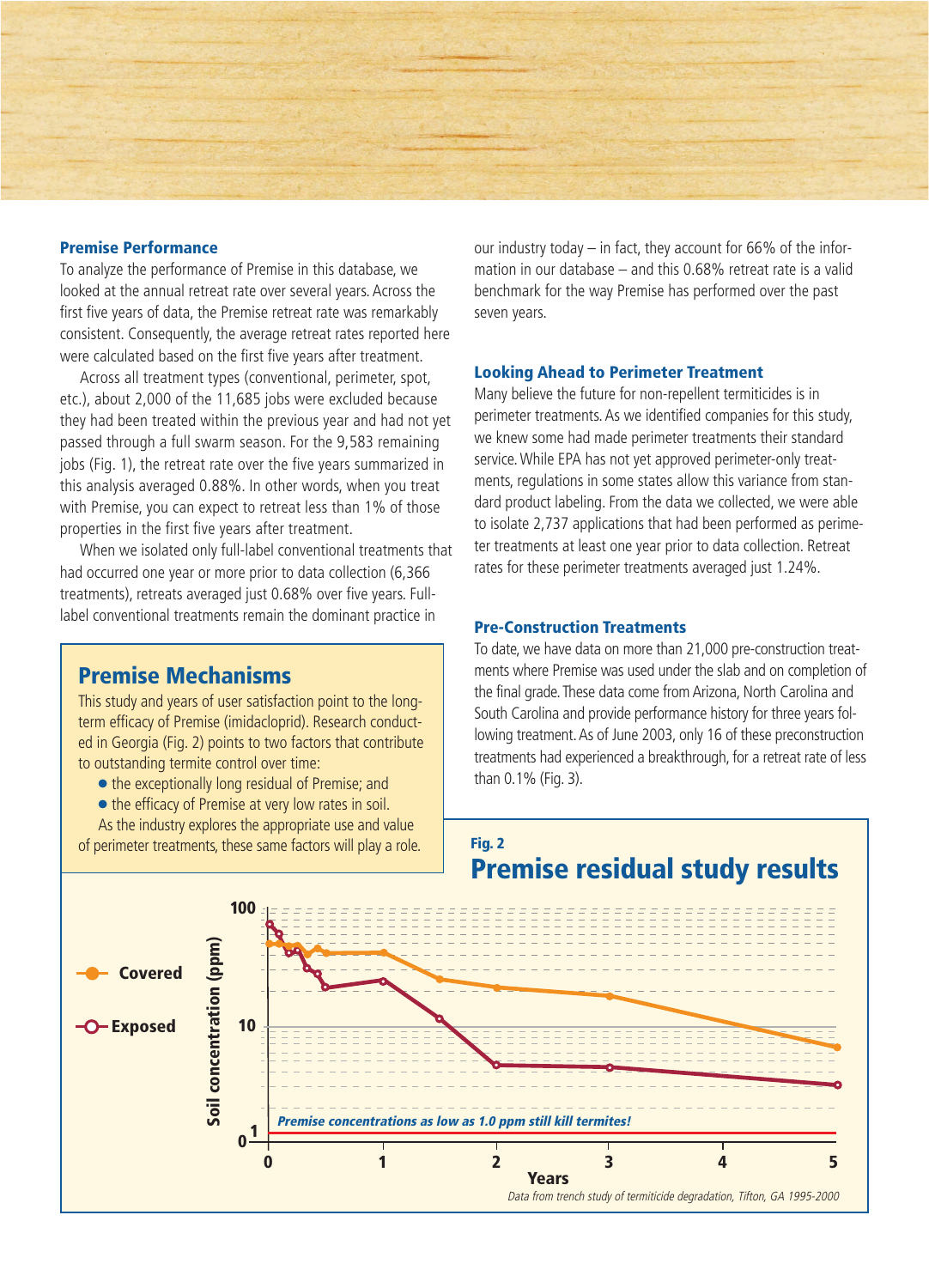## Premise Performance

To analyze the performance of Premise in this database, we looked at the annual retreat rate over several years. Across the first five years of data, the Premise retreat rate was remarkably consistent. Consequently, the average retreat rates reported here were calculated based on the first five years after treatment.

Across all treatment types (conventional, perimeter, spot, etc.), about 2,000 of the 11,685 jobs were excluded because they had been treated within the previous year and had not yet passed through a full swarm season. For the 9,583 remaining jobs (Fig. 1), the retreat rate over the five years summarized in this analysis averaged 0.88%. In other words, when you treat with Premise, you can expect to retreat less than 1% of those properties in the first five years after treatment.

When we isolated only full-label conventional treatments that had occurred one year or more prior to data collection (6,366 treatments), retreats averaged just 0.68% over five years. Full-label conventional treatments remain the dominant practice in our industry today – in fact, they account for 66% of the information in our database – and this 0.68% retreat rate is a valid benchmark for the way Premise has performed over the past seven years.

## Looking Ahead to Perimeter Treatment

Many believe the future for non-repellent termiticides is in perimeter treatments. As we identified companies for this study, we knew some had made perimeter treatments their standard service. While EPA has not yet approved perimeter-only treatments, regulations in some states allow this variance from standard product labeling. From the data we collected, we were able to isolate 2,737 applications that had been performed as perimeter treatments at least one year prior to data collection. Retreat rates for these perimeter treatments averaged just 1.24%.

## Pre-Construction Treatments

To date, we have data on more than 21,000 pre-construction treatments where Premise was used under the slab and on completion of the final grade. These data come from Arizona, North Carolina and South Carolina and provide performance history for three years following treatment. As of June 2003, only 16 of these preconstruction treatments had experienced a breakthrough, for a retreat rate of less than 0.1% (Fig. 3).

## Premise Mechanisms

This study and years of user satisfaction point to the long-term efficacy of Premise (imidacloprid). Research conducted in Georgia (Fig. 2) points to two factors that contribute to outstanding termite control over time:

- the exceptionally long residual of Premise; and
- the efficacy of Premise at very low rates in soil.

As the industry explores the appropriate use and value of perimeter treatments, these same factors will play a role.

**Fig. 2**

## Premise residual study results

Legend: Covered; Exposed

Y-axis: Soil concentration (ppm) — 0, 1, 10, 100

X-axis: Years — 0, 1, 2, 3, 4, 5

*Premise concentrations as low as 1.0 ppm still kill termites!*

*Data from trench study of termiticide degradation, Tifton, GA 1995-2000*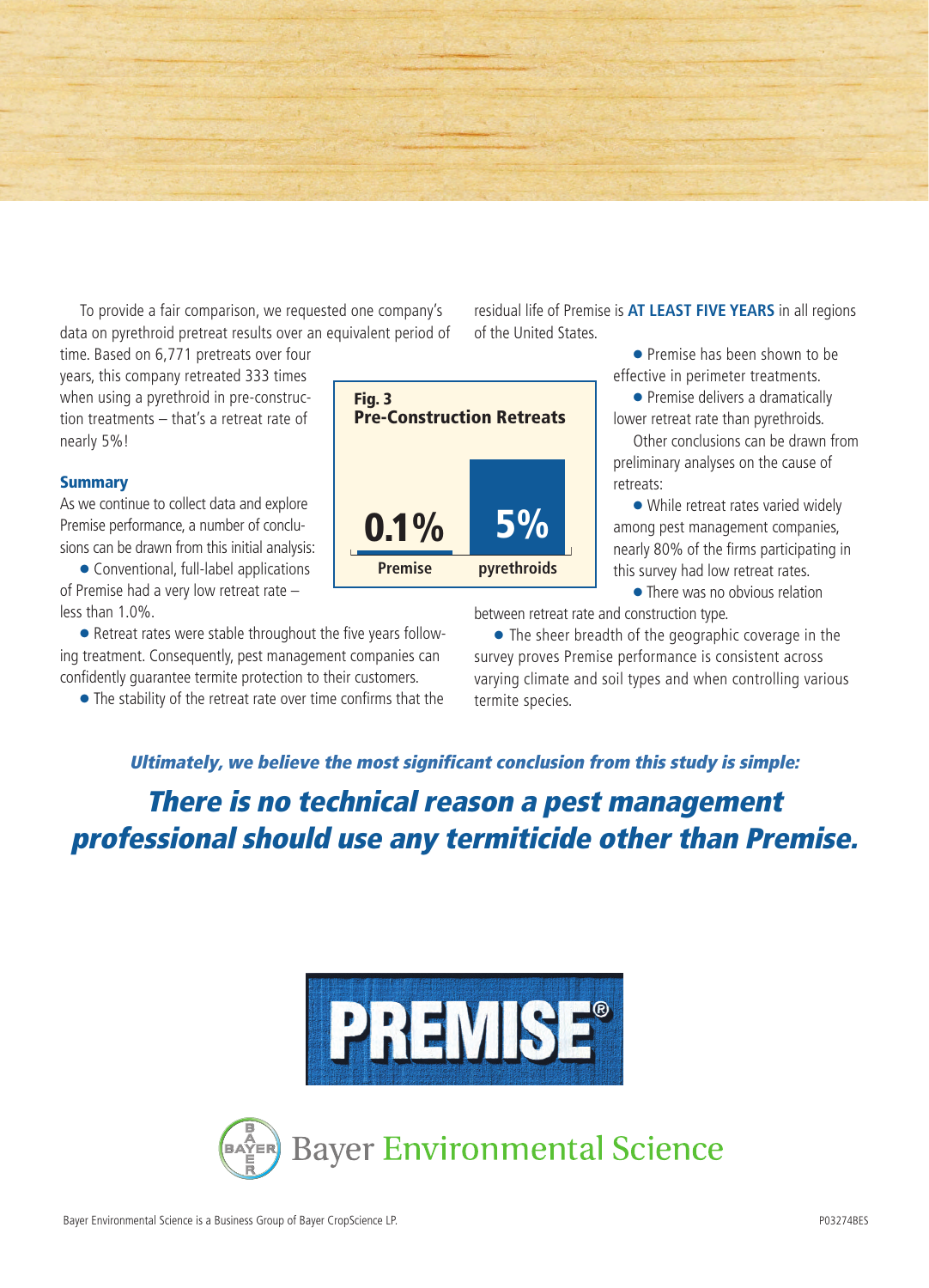To provide a fair comparison, we requested one company's data on pyrethroid pretreat results over an equivalent period of time. Based on 6,771 pretreats over four years, this company retreated 333 times when using a pyrethroid in pre-construction treatments – that's a retreat rate of nearly 5%!

**Fig. 3**
**Pre-Construction Retreats**

0.1%
Premise

5%
pyrethroids

## Summary

As we continue to collect data and explore Premise performance, a number of conclusions can be drawn from this initial analysis:

- Conventional, full-label applications of Premise had a very low retreat rate – less than 1.0%.
- Retreat rates were stable throughout the five years following treatment. Consequently, pest management companies can confidently guarantee termite protection to their customers.
- The stability of the retreat rate over time confirms that the residual life of Premise is **AT LEAST FIVE YEARS** in all regions of the United States.
- Premise has been shown to be effective in perimeter treatments.
- Premise delivers a dramatically lower retreat rate than pyrethroids.

Other conclusions can be drawn from preliminary analyses on the cause of retreats:

- While retreat rates varied widely among pest management companies, nearly 80% of the firms participating in this survey had low retreat rates.
- There was no obvious relation between retreat rate and construction type.
- The sheer breadth of the geographic coverage in the survey proves Premise performance is consistent across varying climate and soil types and when controlling various termite species.

***Ultimately, we believe the most significant conclusion from this study is simple:***

## ***There is no technical reason a pest management professional should use any termiticide other than Premise.***

PREMISE®

Bayer Environmental Science

Bayer Environmental Science is a Business Group of Bayer CropScience LP.

P03274BES